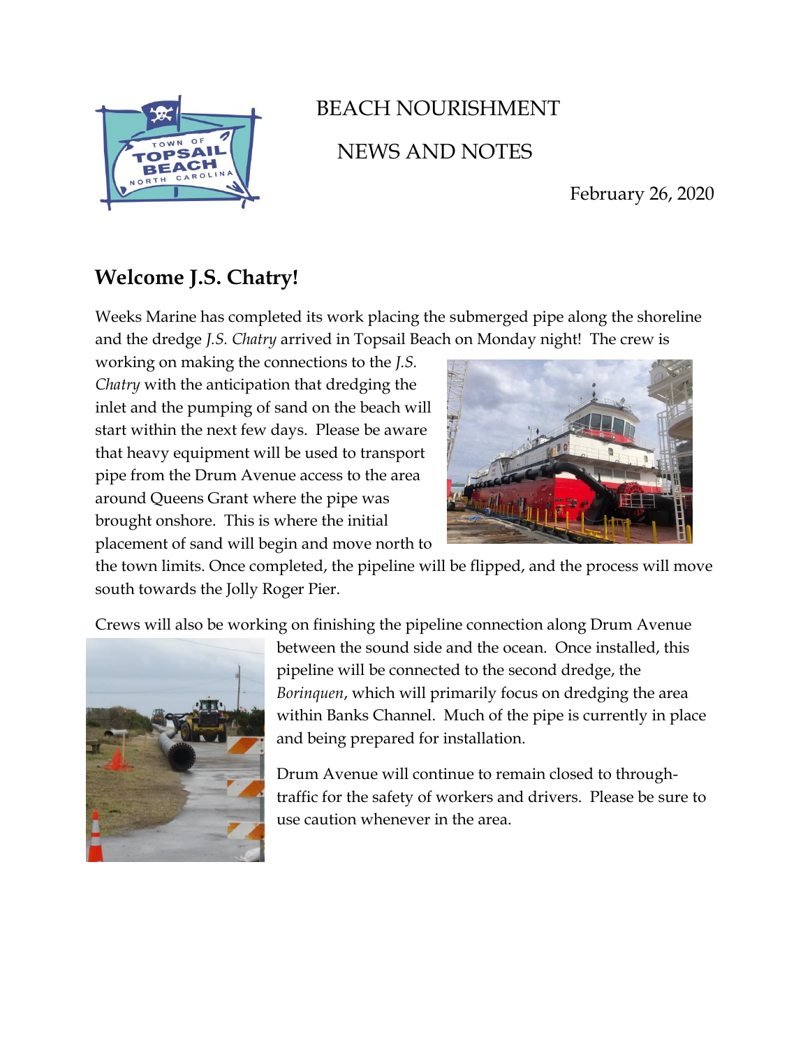# BEACH NOURISHMENT

# NEWS AND NOTES

February 26, 2020

## Welcome J.S. Chatry!

Weeks Marine has completed its work placing the submerged pipe along the shoreline and the dredge *J.S. Chatry* arrived in Topsail Beach on Monday night! The crew is working on making the connections to the *J.S. Chatry* with the anticipation that dredging the inlet and the pumping of sand on the beach will start within the next few days. Please be aware that heavy equipment will be used to transport pipe from the Drum Avenue access to the area around Queens Grant where the pipe was brought onshore. This is where the initial placement of sand will begin and move north to the town limits. Once completed, the pipeline will be flipped, and the process will move south towards the Jolly Roger Pier.

Crews will also be working on finishing the pipeline connection along Drum Avenue between the sound side and the ocean. Once installed, this pipeline will be connected to the second dredge, the *Borinquen*, which will primarily focus on dredging the area within Banks Channel. Much of the pipe is currently in place and being prepared for installation.

Drum Avenue will continue to remain closed to through-traffic for the safety of workers and drivers. Please be sure to use caution whenever in the area.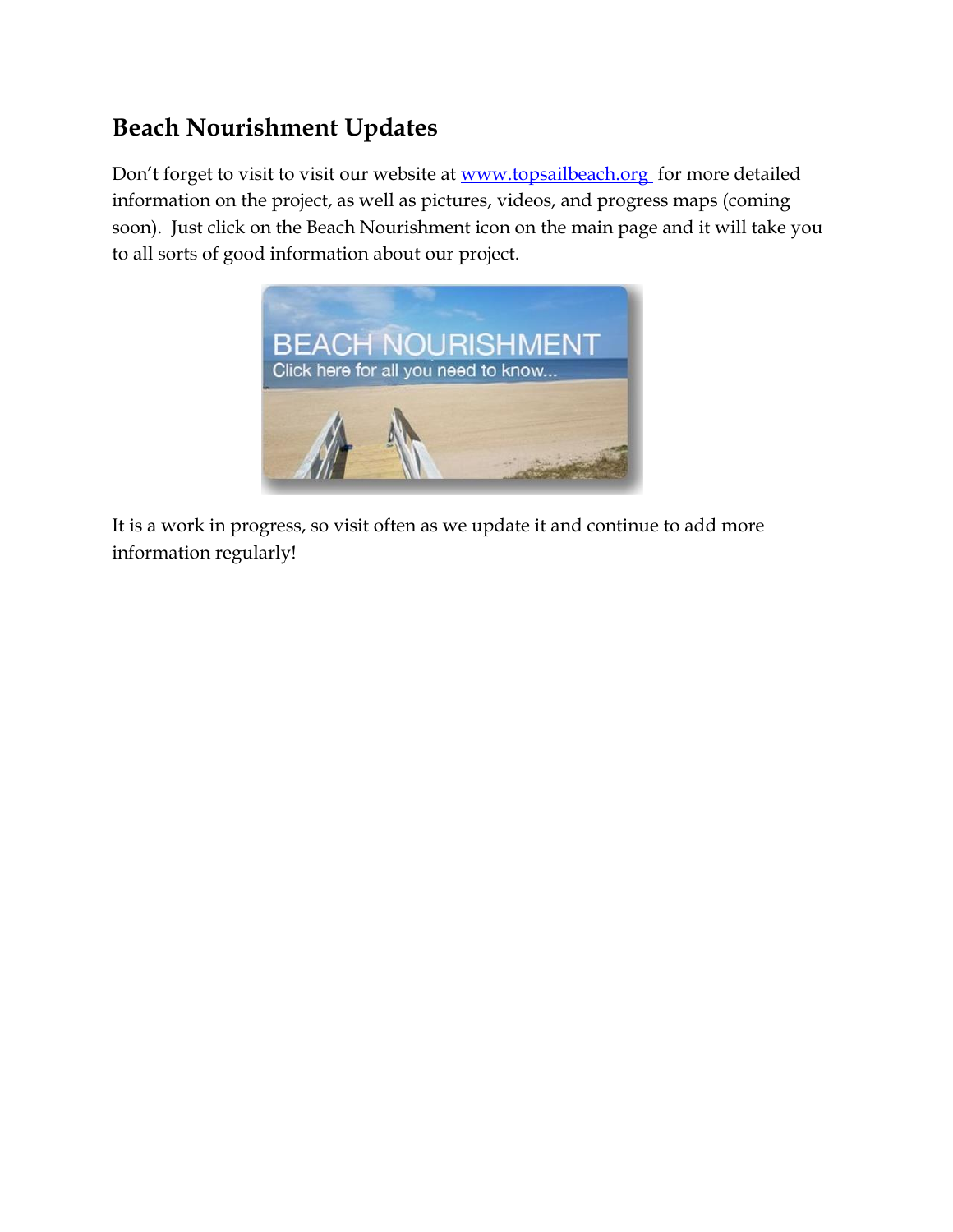## Beach Nourishment Updates

Don't forget to visit to visit our website at [www.topsailbeach.org](http://www.topsailbeach.org) for more detailed information on the project, as well as pictures, videos, and progress maps (coming soon). Just click on the Beach Nourishment icon on the main page and it will take you to all sorts of good information about our project.

It is a work in progress, so visit often as we update it and continue to add more information regularly!